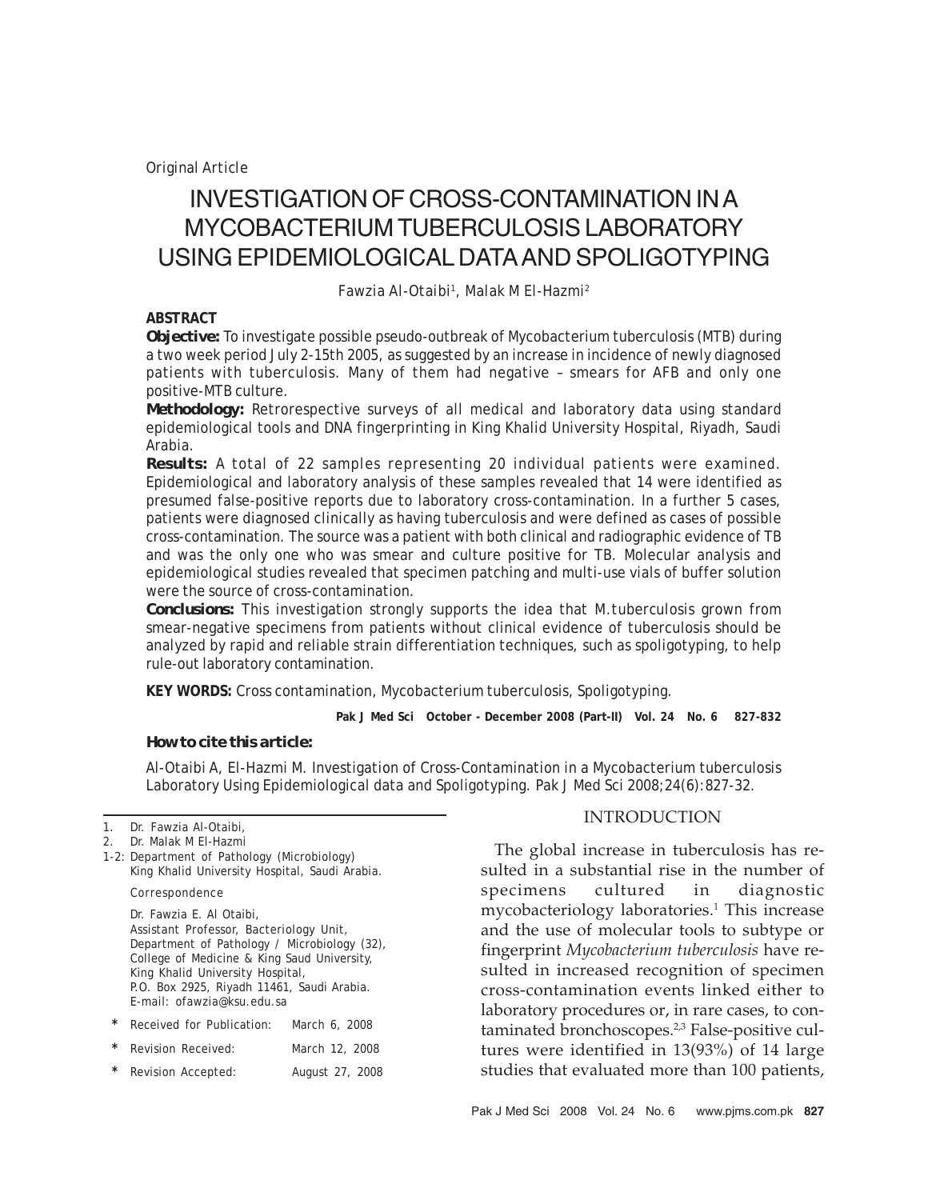Original Article

# INVESTIGATION OF CROSS-CONTAMINATION IN A MYCOBACTERIUM TUBERCULOSIS LABORATORY USING EPIDEMIOLOGICAL DATA AND SPOLIGOTYPING

Fawzia Al-Otaibi[1], Malak M El-Hazmi[2]

**ABSTRACT**

**Objective:** To investigate possible pseudo-outbreak of Mycobacterium tuberculosis (MTB) during a two week period July 2-15th 2005, as suggested by an increase in incidence of newly diagnosed patients with tuberculosis. Many of them had negative – smears for AFB and only one positive-MTB culture.

**Methodology:** Retrorespective surveys of all medical and laboratory data using standard epidemiological tools and DNA fingerprinting in King Khalid University Hospital, Riyadh, Saudi Arabia.

**Results:** A total of 22 samples representing 20 individual patients were examined. Epidemiological and laboratory analysis of these samples revealed that 14 were identified as presumed false-positive reports due to laboratory cross-contamination. In a further 5 cases, patients were diagnosed clinically as having tuberculosis and were defined as cases of possible cross-contamination. The source was a patient with both clinical and radiographic evidence of TB and was the only one who was smear and culture positive for TB. Molecular analysis and epidemiological studies revealed that specimen patching and multi-use vials of buffer solution were the source of cross-contamination.

**Conclusions:** This investigation strongly supports the idea that M.tuberculosis grown from smear-negative specimens from patients without clinical evidence of tuberculosis should be analyzed by rapid and reliable strain differentiation techniques, such as spoligotyping, to help rule-out laboratory contamination.

**KEY WORDS:** Cross contamination, Mycobacterium tuberculosis, Spoligotyping.

**How to cite this article:**

Al-Otaibi A, El-Hazmi M. Investigation of Cross-Contamination in a Mycobacterium tuberculosis Laboratory Using Epidemiological data and Spoligotyping. Pak J Med Sci 2008;24(6):827-32.

1. Dr. Fawzia Al-Otaibi,
2. Dr. Malak M El-Hazmi

1-2: Department of Pathology (Microbiology) King Khalid University Hospital, Saudi Arabia.

Correspondence

Dr. Fawzia E. Al Otaibi,
Assistant Professor, Bacteriology Unit,
Department of Pathology / Microbiology (32),
College of Medicine & King Saud University,
King Khalid University Hospital,
P.O. Box 2925, Riyadh 11461, Saudi Arabia.
E-mail: ofawzia@ksu.edu.sa

- \* Received for Publication: March 6, 2008
- \* Revision Received: March 12, 2008
- \* Revision Accepted: August 27, 2008

## INTRODUCTION

The global increase in tuberculosis has resulted in a substantial rise in the number of specimens cultured in diagnostic mycobacteriology laboratories.[1] This increase and the use of molecular tools to subtype or fingerprint *Mycobacterium tuberculosis* have resulted in increased recognition of specimen cross-contamination events linked either to laboratory procedures or, in rare cases, to contaminated bronchoscopes.[2,3] False-positive cultures were identified in 13(93%) of 14 large studies that evaluated more than 100 patients,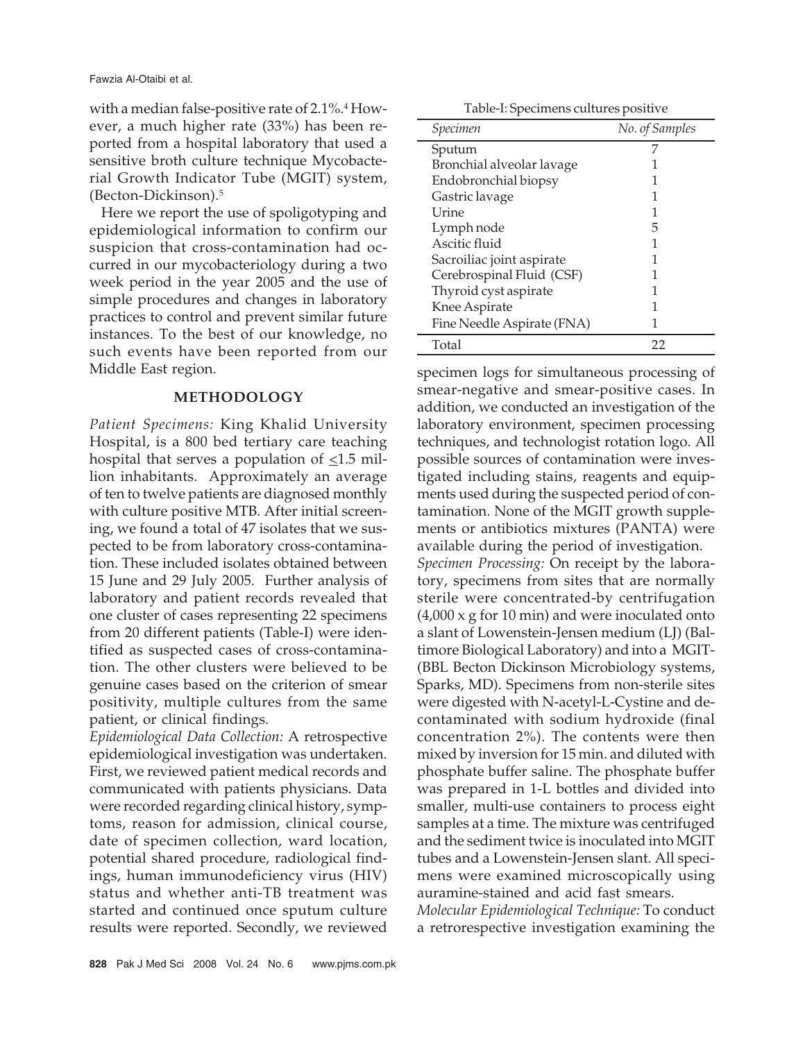with a median false-positive rate of 2.1%.[4] However, a much higher rate (33%) has been reported from a hospital laboratory that used a sensitive broth culture technique Mycobacterial Growth Indicator Tube (MGIT) system, (Becton-Dickinson).[5]

Here we report the use of spoligotyping and epidemiological information to confirm our suspicion that cross-contamination had occurred in our mycobacteriology during a two week period in the year 2005 and the use of simple procedures and changes in laboratory practices to control and prevent similar future instances. To the best of our knowledge, no such events have been reported from our Middle East region.

## METHODOLOGY

*Patient Specimens:* King Khalid University Hospital, is a 800 bed tertiary care teaching hospital that serves a population of ≤1.5 million inhabitants. Approximately an average of ten to twelve patients are diagnosed monthly with culture positive MTB. After initial screening, we found a total of 47 isolates that we suspected to be from laboratory cross-contamination. These included isolates obtained between 15 June and 29 July 2005. Further analysis of laboratory and patient records revealed that one cluster of cases representing 22 specimens from 20 different patients (Table-I) were identified as suspected cases of cross-contamination. The other clusters were believed to be genuine cases based on the criterion of smear positivity, multiple cultures from the same patient, or clinical findings.

*Epidemiological Data Collection:* A retrospective epidemiological investigation was undertaken. First, we reviewed patient medical records and communicated with patients physicians. Data were recorded regarding clinical history, symptoms, reason for admission, clinical course, date of specimen collection, ward location, potential shared procedure, radiological findings, human immunodeficiency virus (HIV) status and whether anti-TB treatment was started and continued once sputum culture results were reported. Secondly, we reviewed specimen logs for simultaneous processing of smear-negative and smear-positive cases. In addition, we conducted an investigation of the laboratory environment, specimen processing techniques, and technologist rotation logo. All possible sources of contamination were investigated including stains, reagents and equipments used during the suspected period of contamination. None of the MGIT growth supplements or antibiotics mixtures (PANTA) were available during the period of investigation.

Table-I: Specimens cultures positive

| Specimen | No. of Samples |
|---|---|
| Sputum | 7 |
| Bronchial alveolar lavage | 1 |
| Endobronchial biopsy | 1 |
| Gastric lavage | 1 |
| Urine | 1 |
| Lymph node | 5 |
| Ascitic fluid | 1 |
| Sacroiliac joint aspirate | 1 |
| Cerebrospinal Fluid (CSF) | 1 |
| Thyroid cyst aspirate | 1 |
| Knee Aspirate | 1 |
| Fine Needle Aspirate (FNA) | 1 |
| Total | 22 |

*Specimen Processing:* On receipt by the laboratory, specimens from sites that are normally sterile were concentrated-by centrifugation (4,000 x g for 10 min) and were inoculated onto a slant of Lowenstein-Jensen medium (LJ) (Baltimore Biological Laboratory) and into a MGIT- (BBL Becton Dickinson Microbiology systems, Sparks, MD). Specimens from non-sterile sites were digested with N-acetyl-L-Cystine and decontaminated with sodium hydroxide (final concentration 2%). The contents were then mixed by inversion for 15 min. and diluted with phosphate buffer saline. The phosphate buffer was prepared in 1-L bottles and divided into smaller, multi-use containers to process eight samples at a time. The mixture was centrifuged and the sediment twice is inoculated into MGIT tubes and a Lowenstein-Jensen slant. All specimens were examined microscopically using auramine-stained and acid fast smears.

*Molecular Epidemiological Technique:* To conduct a retrorespective investigation examining the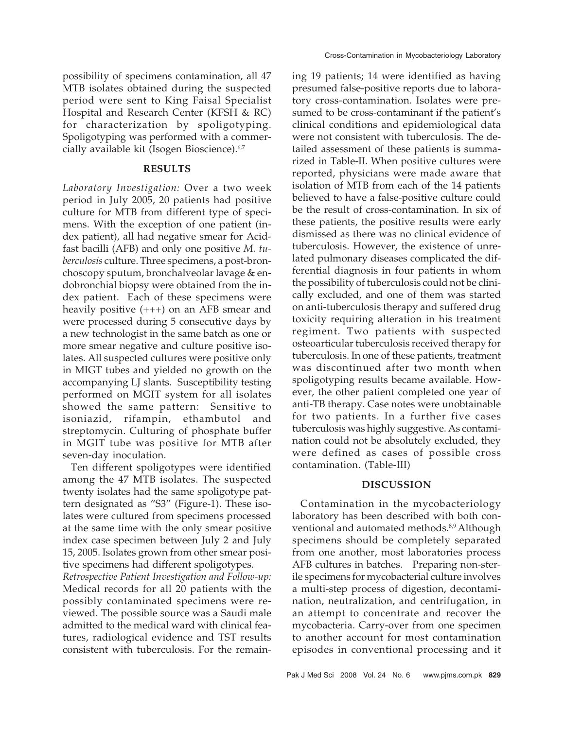possibility of specimens contamination, all 47 MTB isolates obtained during the suspected period were sent to King Faisal Specialist Hospital and Research Center (KFSH & RC) for characterization by spoligotyping. Spoligotyping was performed with a commercially available kit (Isogen Bioscience).[6,7]

## RESULTS

*Laboratory Investigation:* Over a two week period in July 2005, 20 patients had positive culture for MTB from different type of specimens. With the exception of one patient (index patient), all had negative smear for Acid-fast bacilli (AFB) and only one positive *M. tuberculosis* culture. Three specimens, a post-bronchoscopy sputum, bronchalveolar lavage & endobronchial biopsy were obtained from the index patient. Each of these specimens were heavily positive (+++) on an AFB smear and were processed during 5 consecutive days by a new technologist in the same batch as one or more smear negative and culture positive isolates. All suspected cultures were positive only in MIGT tubes and yielded no growth on the accompanying LJ slants. Susceptibility testing performed on MGIT system for all isolates showed the same pattern: Sensitive to isoniazid, rifampin, ethambutol and streptomycin. Culturing of phosphate buffer in MGIT tube was positive for MTB after seven-day inoculation.

Ten different spoligotypes were identified among the 47 MTB isolates. The suspected twenty isolates had the same spoligotype pattern designated as "S3" (Figure-1). These isolates were cultured from specimens processed at the same time with the only smear positive index case specimen between July 2 and July 15, 2005. Isolates grown from other smear positive specimens had different spoligotypes.

*Retrospective Patient Investigation and Follow-up:* Medical records for all 20 patients with the possibly contaminated specimens were reviewed. The possible source was a Saudi male admitted to the medical ward with clinical features, radiological evidence and TST results consistent with tuberculosis. For the remaining 19 patients; 14 were identified as having presumed false-positive reports due to laboratory cross-contamination. Isolates were presumed to be cross-contaminant if the patient's clinical conditions and epidemiological data were not consistent with tuberculosis. The detailed assessment of these patients is summarized in Table-II. When positive cultures were reported, physicians were made aware that isolation of MTB from each of the 14 patients believed to have a false-positive culture could be the result of cross-contamination. In six of these patients, the positive results were early dismissed as there was no clinical evidence of tuberculosis. However, the existence of unrelated pulmonary diseases complicated the differential diagnosis in four patients in whom the possibility of tuberculosis could not be clinically excluded, and one of them was started on anti-tuberculosis therapy and suffered drug toxicity requiring alteration in his treatment regiment. Two patients with suspected osteoarticular tuberculosis received therapy for tuberculosis. In one of these patients, treatment was discontinued after two month when spoligotyping results became available. However, the other patient completed one year of anti-TB therapy. Case notes were unobtainable for two patients. In a further five cases tuberculosis was highly suggestive. As contamination could not be absolutely excluded, they were defined as cases of possible cross contamination. (Table-III)

## DISCUSSION

Contamination in the mycobacteriology laboratory has been described with both conventional and automated methods.[8,9] Although specimens should be completely separated from one another, most laboratories process AFB cultures in batches. Preparing non-sterile specimens for mycobacterial culture involves a multi-step process of digestion, decontamination, neutralization, and centrifugation, in an attempt to concentrate and recover the mycobacteria. Carry-over from one specimen to another account for most contamination episodes in conventional processing and it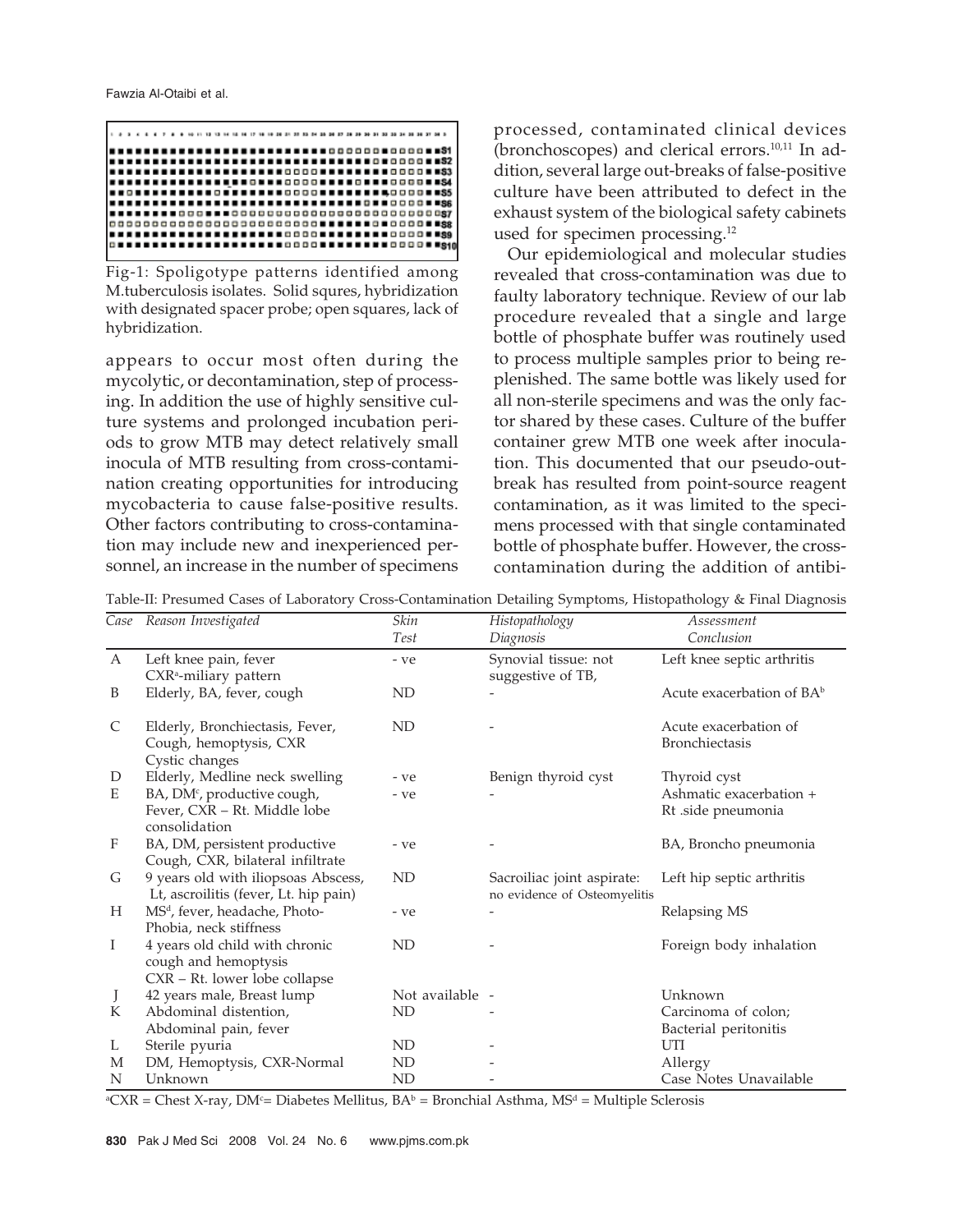Fig-1: Spoligotype patterns identified among M.tuberculosis isolates. Solid squres, hybridization with designated spacer probe; open squares, lack of hybridization.

appears to occur most often during the mycolytic, or decontamination, step of processing. In addition the use of highly sensitive culture systems and prolonged incubation periods to grow MTB may detect relatively small inocula of MTB resulting from cross-contamination creating opportunities for introducing mycobacteria to cause false-positive results. Other factors contributing to cross-contamination may include new and inexperienced personnel, an increase in the number of specimens processed, contaminated clinical devices (bronchoscopes) and clerical errors.[10,11] In addition, several large out-breaks of false-positive culture have been attributed to defect in the exhaust system of the biological safety cabinets used for specimen processing.[12]

Our epidemiological and molecular studies revealed that cross-contamination was due to faulty laboratory technique. Review of our lab procedure revealed that a single and large bottle of phosphate buffer was routinely used to process multiple samples prior to being replenished. The same bottle was likely used for all non-sterile specimens and was the only factor shared by these cases. Culture of the buffer container grew MTB one week after inoculation. This documented that our pseudo-outbreak has resulted from point-source reagent contamination, as it was limited to the specimens processed with that single contaminated bottle of phosphate buffer. However, the cross-contamination during the addition of antibi-

Table-II: Presumed Cases of Laboratory Cross-Contamination Detailing Symptoms, Histopathology & Final Diagnosis

| Case | Reason Investigated | Skin Test | Histopathology Diagnosis | Assessment Conclusion |
|---|---|---|---|---|
| A | Left knee pain, fever CXR[a]-miliary pattern | - ve | Synovial tissue: not suggestive of TB, | Left knee septic arthritis |
| B | Elderly, BA, fever, cough | ND | - | Acute exacerbation of BA[b] |
| C | Elderly, Bronchiectasis, Fever, Cough, hemoptysis, CXR Cystic changes | ND | - | Acute exacerbation of Bronchiectasis |
| D | Elderly, Medline neck swelling | - ve | Benign thyroid cyst | Thyroid cyst |
| E | BA, DM[c], productive cough, Fever, CXR – Rt. Middle lobe consolidation | - ve | - | Ashmatic exacerbation + Rt .side pneumonia |
| F | BA, DM, persistent productive Cough, CXR, bilateral infiltrate | - ve | - | BA, Broncho pneumonia |
| G | 9 years old with iliopsoas Abscess, Lt, ascroilitis (fever, Lt. hip pain) | ND | Sacroiliac joint aspirate: no evidence of Osteomyelitis | Left hip septic arthritis |
| H | MS[d], fever, headache, Photo-Phobia, neck stiffness | - ve | - | Relapsing MS |
| I | 4 years old child with chronic cough and hemoptysis CXR – Rt. lower lobe collapse | ND | - | Foreign body inhalation |
| J | 42 years male, Breast lump | Not available | - | Unknown |
| K | Abdominal distention, Abdominal pain, fever | ND | - | Carcinoma of colon; Bacterial peritonitis |
| L | Sterile pyuria | ND | - | UTI |
| M | DM, Hemoptysis, CXR-Normal | ND | - | Allergy |
| N | Unknown | ND | - | Case Notes Unavailable |

[a]CXR = Chest X-ray, DM[c]= Diabetes Mellitus, BA[b] = Bronchial Asthma, MS[d] = Multiple Sclerosis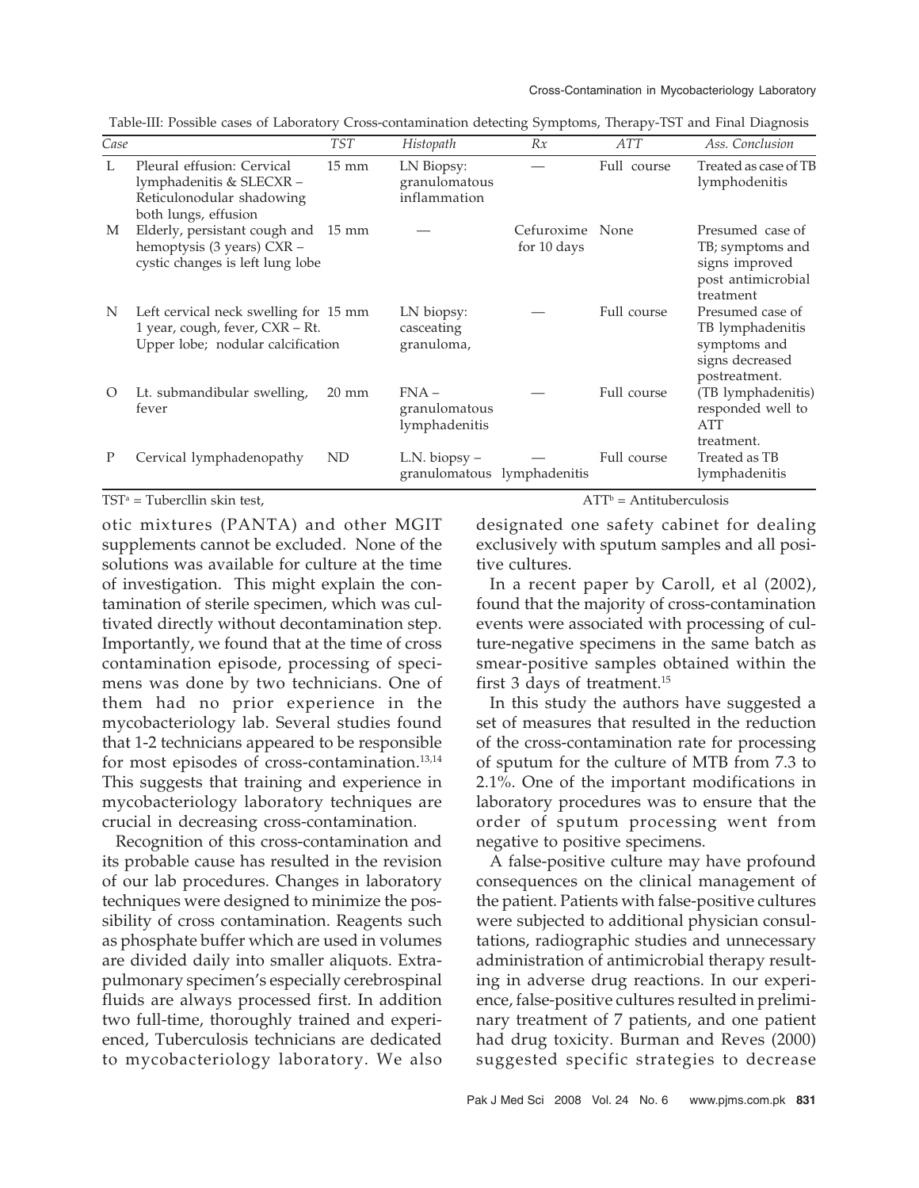Table-III: Possible cases of Laboratory Cross-contamination detecting Symptoms, Therapy-TST and Final Diagnosis

| Case | | TST | Histopath | Rx | ATT | Ass. Conclusion |
|---|---|---|---|---|---|---|
| L | Pleural effusion: Cervical lymphadenitis & SLECXR – Reticulonodular shadowing both lungs, effusion | 15 mm | LN Biopsy: granulomatous inflammation | — | Full course | Treated as case of TB lymphodenitis |
| M | Elderly, persistant cough and hemoptysis (3 years) CXR – cystic changes is left lung lobe | 15 mm | — | Cefuroxime for 10 days | None | Presumed case of TB; symptoms and signs improved post antimicrobial treatment |
| N | Left cervical neck swelling for 1 year, cough, fever, CXR – Rt. Upper lobe; nodular calcification | 15 mm | LN biopsy: casceating granuloma, | — | Full course | Presumed case of TB lymphadenitis symptoms and signs decreased postreatment. |
| O | Lt. submandibular swelling, fever | 20 mm | FNA – granulomatous lymphadenitis | — | Full course | (TB lymphadenitis) responded well to ATT treatment. |
| P | Cervical lymphadenopathy | ND | L.N. biopsy – granulomatous lymphadenitis | — | Full course | Treated as TB lymphadenitis |

TST[a] = Tubercllin skin test, ATT[b] = Antituberculosis

otic mixtures (PANTA) and other MGIT supplements cannot be excluded. None of the solutions was available for culture at the time of investigation. This might explain the contamination of sterile specimen, which was cultivated directly without decontamination step. Importantly, we found that at the time of cross contamination episode, processing of specimens was done by two technicians. One of them had no prior experience in the mycobacteriology lab. Several studies found that 1-2 technicians appeared to be responsible for most episodes of cross-contamination.[13,14] This suggests that training and experience in mycobacteriology laboratory techniques are crucial in decreasing cross-contamination.

Recognition of this cross-contamination and its probable cause has resulted in the revision of our lab procedures. Changes in laboratory techniques were designed to minimize the possibility of cross contamination. Reagents such as phosphate buffer which are used in volumes are divided daily into smaller aliquots. Extrapulmonary specimen's especially cerebrospinal fluids are always processed first. In addition two full-time, thoroughly trained and experienced, Tuberculosis technicians are dedicated to mycobacteriology laboratory. We also designated one safety cabinet for dealing exclusively with sputum samples and all positive cultures.

In a recent paper by Caroll, et al (2002), found that the majority of cross-contamination events were associated with processing of culture-negative specimens in the same batch as smear-positive samples obtained within the first 3 days of treatment.[15]

In this study the authors have suggested a set of measures that resulted in the reduction of the cross-contamination rate for processing of sputum for the culture of MTB from 7.3 to 2.1%. One of the important modifications in laboratory procedures was to ensure that the order of sputum processing went from negative to positive specimens.

A false-positive culture may have profound consequences on the clinical management of the patient. Patients with false-positive cultures were subjected to additional physician consultations, radiographic studies and unnecessary administration of antimicrobial therapy resulting in adverse drug reactions. In our experience, false-positive cultures resulted in preliminary treatment of 7 patients, and one patient had drug toxicity. Burman and Reves (2000) suggested specific strategies to decrease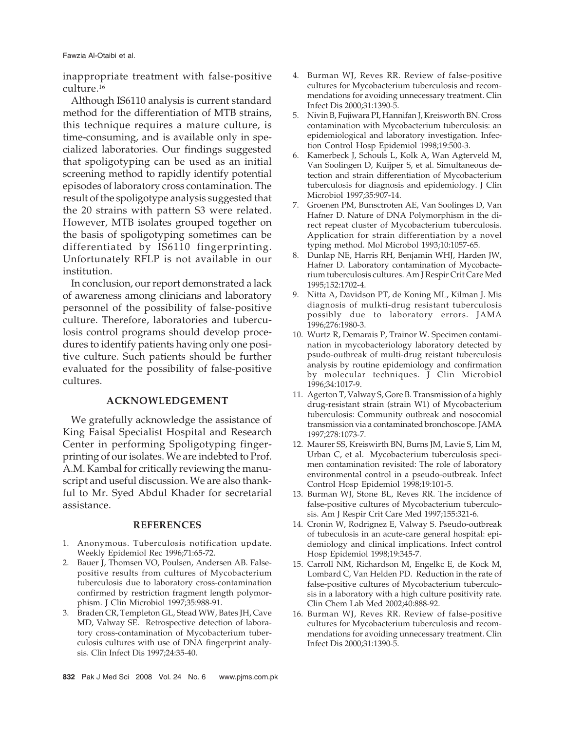inappropriate treatment with false-positive culture.[16]

Although IS6110 analysis is current standard method for the differentiation of MTB strains, this technique requires a mature culture, is time-consuming, and is available only in specialized laboratories. Our findings suggested that spoligotyping can be used as an initial screening method to rapidly identify potential episodes of laboratory cross contamination. The result of the spoligotype analysis suggested that the 20 strains with pattern S3 were related. However, MTB isolates grouped together on the basis of spoligotyping sometimes can be differentiated by IS6110 fingerprinting. Unfortunately RFLP is not available in our institution.

In conclusion, our report demonstrated a lack of awareness among clinicians and laboratory personnel of the possibility of false-positive culture. Therefore, laboratories and tuberculosis control programs should develop procedures to identify patients having only one positive culture. Such patients should be further evaluated for the possibility of false-positive cultures.

## ACKNOWLEDGEMENT

We gratefully acknowledge the assistance of King Faisal Specialist Hospital and Research Center in performing Spoligotyping fingerprinting of our isolates. We are indebted to Prof. A.M. Kambal for critically reviewing the manuscript and useful discussion. We are also thankful to Mr. Syed Abdul Khader for secretarial assistance.

## REFERENCES

1. Anonymous. Tuberculosis notification update. Weekly Epidemiol Rec 1996;71:65-72.
2. Bauer J, Thomsen VO, Poulsen, Andersen AB. False-positive results from cultures of Mycobacterium tuberculosis due to laboratory cross-contamination confirmed by restriction fragment length polymorphism. J Clin Microbiol 1997;35:988-91.
3. Braden CR, Templeton GL, Stead WW, Bates JH, Cave MD, Valway SE. Retrospective detection of laboratory cross-contamination of Mycobacterium tuberculosis cultures with use of DNA fingerprint analysis. Clin Infect Dis 1997;24:35-40.
4. Burman WJ, Reves RR. Review of false-positive cultures for Mycobacterium tuberculosis and recommendations for avoiding unnecessary treatment. Clin Infect Dis 2000;31:1390-5.
5. Nivin B, Fujiwara PI, Hannifan J, Kreisworth BN. Cross contamination with Mycobacterium tuberculosis: an epidemiological and laboratory investigation. Infection Control Hosp Epidemiol 1998;19:500-3.
6. Kamerbeck J, Schouls L, Kolk A, Wan Agterveld M, Van Soolingen D, Kuijper S, et al. Simultaneous detection and strain differentiation of Mycobacterium tuberculosis for diagnosis and epidemiology. J Clin Microbiol 1997;35:907-14.
7. Groenen PM, Bunsctroten AE, Van Soolinges D, Van Hafner D. Nature of DNA Polymorphism in the direct repeat cluster of Mycobacterium tuberculosis. Application for strain differentiation by a novel typing method. Mol Microbol 1993;10:1057-65.
8. Dunlap NE, Harris RH, Benjamin WHJ, Harden JW, Hafner D. Laboratory contamination of Mycobacterium tuberculosis cultures. Am J Respir Crit Care Med 1995;152:1702-4.
9. Nitta A, Davidson PT, de Koning ML, Kilman J. Mis diagnosis of mulkti-drug resistant tuberculosis possibly due to laboratory errors. JAMA 1996;276:1980-3.
10. Wurtz R, Demarais P, Trainor W. Specimen contamination in mycobacteriology laboratory detected by psudo-outbreak of multi-drug reistant tuberculosis analysis by routine epidemiology and confirmation by molecular techniques. J Clin Microbiol 1996;34:1017-9.
11. Agerton T, Valway S, Gore B. Transmission of a highly drug-resistant strain (strain W1) of Mycobacterium tuberculosis: Community outbreak and nosocomial transmission via a contaminated bronchoscope. JAMA 1997;278:1073-7.
12. Maurer SS, Kreiswirth BN, Burns JM, Lavie S, Lim M, Urban C, et al. Mycobacterium tuberculosis specimen contamination revisited: The role of laboratory environmental control in a pseudo-outbreak. Infect Control Hosp Epidemiol 1998;19:101-5.
13. Burman WJ, Stone BL, Reves RR. The incidence of false-positive cultures of Mycobacterium tuberculosis. Am J Respir Crit Care Med 1997;155:321-6.
14. Cronin W, Rodrignez E, Valway S. Pseudo-outbreak of tubeculosis in an acute-care general hospital: epidemiology and clinical implications. Infect control Hosp Epidemiol 1998;19:345-7.
15. Carroll NM, Richardson M, Engelkc E, de Kock M, Lombard C, Van Helden PD. Reduction in the rate of false-positive cultures of Mycobacterium tuberculosis in a laboratory with a high culture positivity rate. Clin Chem Lab Med 2002;40:888-92.
16. Burman WJ, Reves RR. Review of false-positive cultures for Mycobacterium tuberculosis and recommendations for avoiding unnecessary treatment. Clin Infect Dis 2000;31:1390-5.